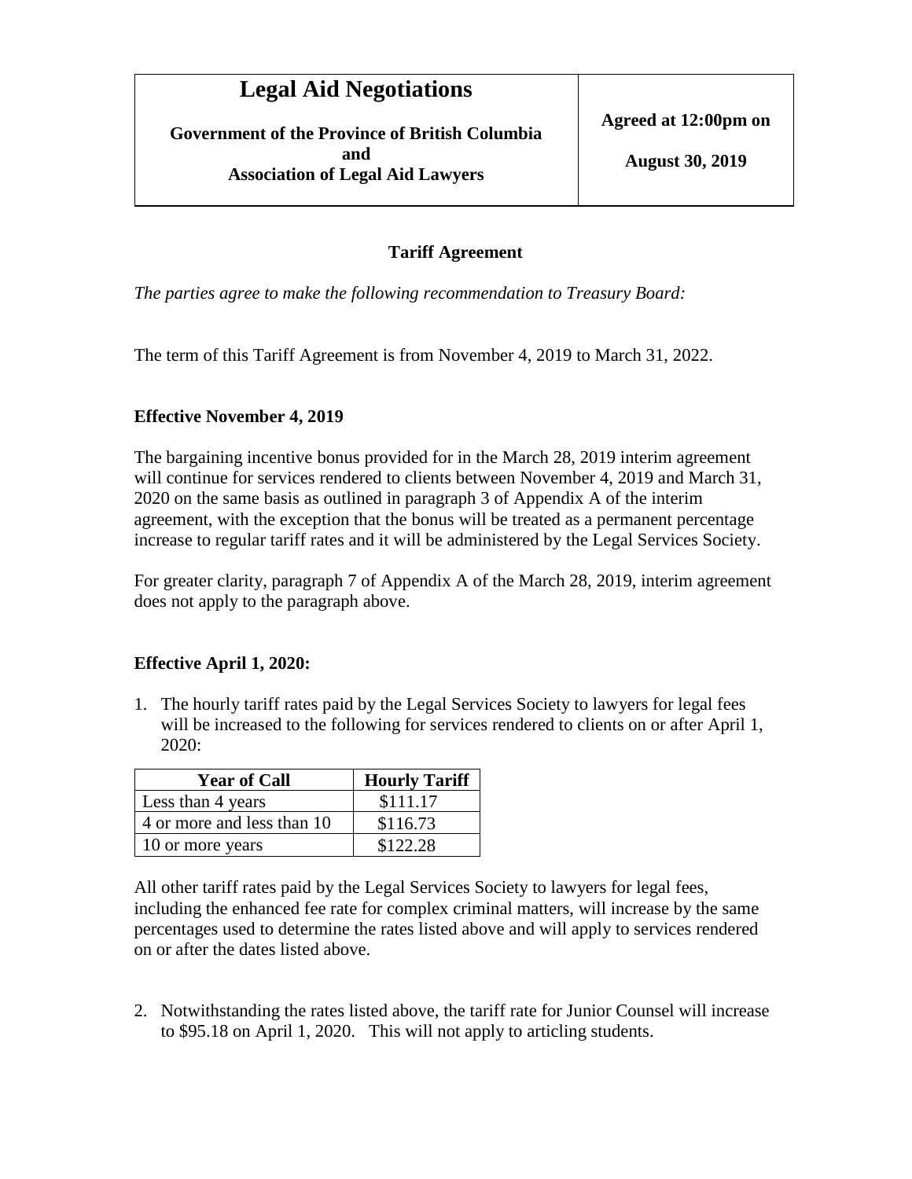| **Legal Aid Negotiations**<br><br>**Government of the Province of British Columbia**<br>**and**<br>**Association of Legal Aid Lawyers** | **Agreed at 12:00pm on**<br><br>**August 30, 2019** |
| --- | --- |

## Tariff Agreement

*The parties agree to make the following recommendation to Treasury Board:*

The term of this Tariff Agreement is from November 4, 2019 to March 31, 2022.

### Effective November 4, 2019

The bargaining incentive bonus provided for in the March 28, 2019 interim agreement will continue for services rendered to clients between November 4, 2019 and March 31, 2020 on the same basis as outlined in paragraph 3 of Appendix A of the interim agreement, with the exception that the bonus will be treated as a permanent percentage increase to regular tariff rates and it will be administered by the Legal Services Society.

For greater clarity, paragraph 7 of Appendix A of the March 28, 2019, interim agreement does not apply to the paragraph above.

### Effective April 1, 2020:

1. The hourly tariff rates paid by the Legal Services Society to lawyers for legal fees will be increased to the following for services rendered to clients on or after April 1, 2020:

| Year of Call | Hourly Tariff |
| --- | --- |
| Less than 4 years | $111.17 |
| 4 or more and less than 10 | $116.73 |
| 10 or more years | $122.28 |

All other tariff rates paid by the Legal Services Society to lawyers for legal fees, including the enhanced fee rate for complex criminal matters, will increase by the same percentages used to determine the rates listed above and will apply to services rendered on or after the dates listed above.

2. Notwithstanding the rates listed above, the tariff rate for Junior Counsel will increase to $95.18 on April 1, 2020. This will not apply to articling students.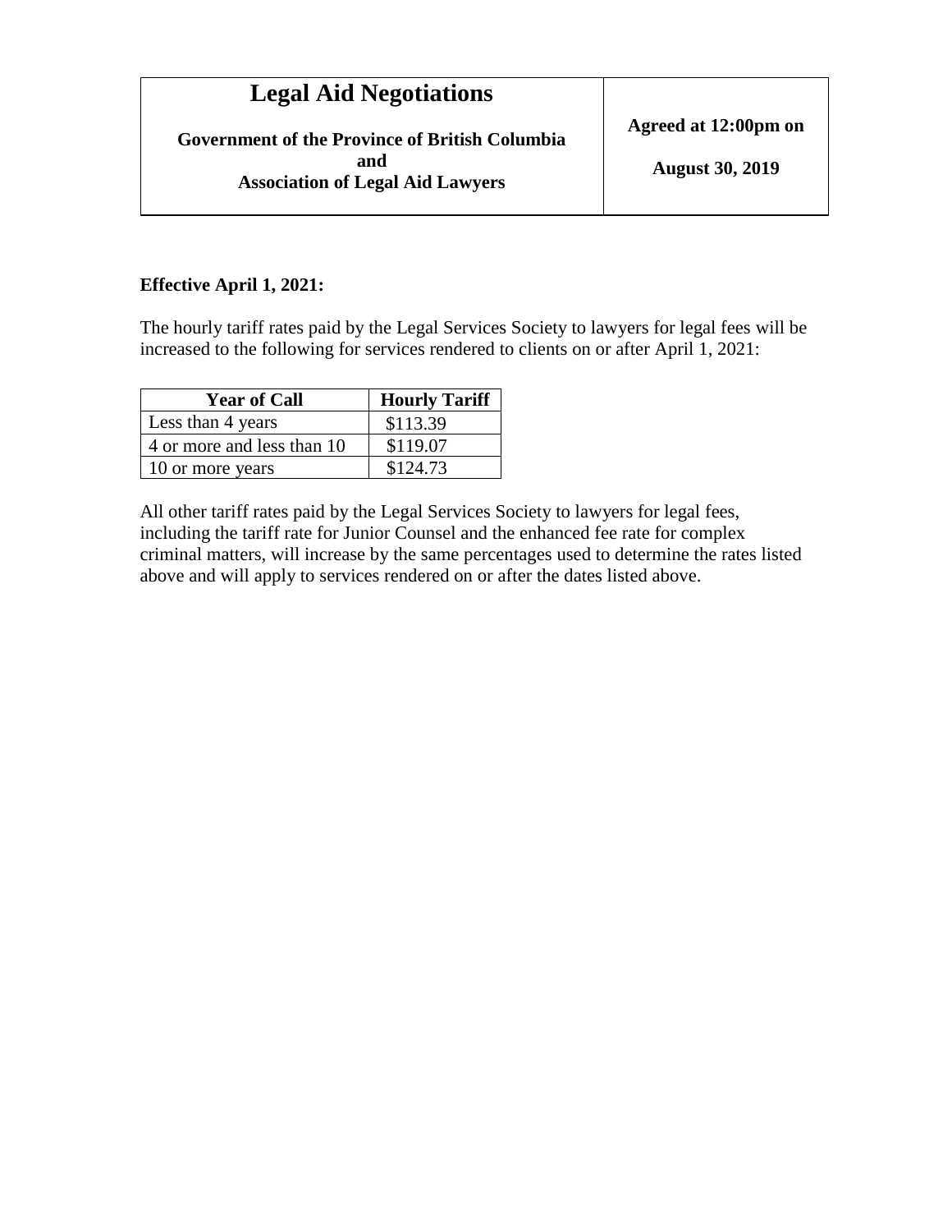| Legal Aid Negotiations | |
| --- | --- |
| **Government of the Province of British Columbia and Association of Legal Aid Lawyers** | **Agreed at 12:00pm on August 30, 2019** |

**Effective April 1, 2021:**

The hourly tariff rates paid by the Legal Services Society to lawyers for legal fees will be increased to the following for services rendered to clients on or after April 1, 2021:

| Year of Call | Hourly Tariff |
| --- | --- |
| Less than 4 years | $113.39 |
| 4 or more and less than 10 | $119.07 |
| 10 or more years | $124.73 |

All other tariff rates paid by the Legal Services Society to lawyers for legal fees, including the tariff rate for Junior Counsel and the enhanced fee rate for complex criminal matters, will increase by the same percentages used to determine the rates listed above and will apply to services rendered on or after the dates listed above.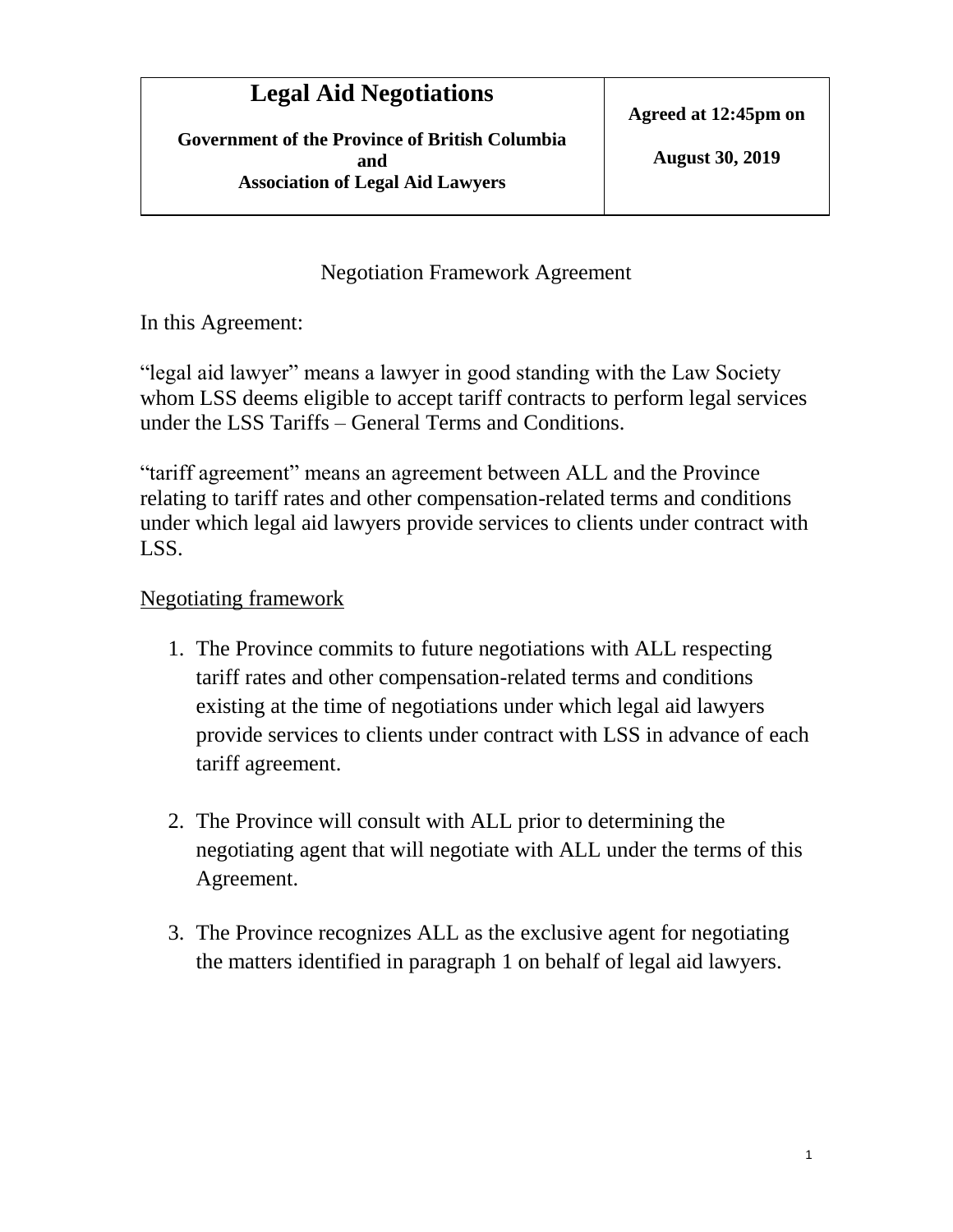| **Legal Aid Negotiations**<br><br>**Government of the Province of British Columbia**<br>**and**<br>**Association of Legal Aid Lawyers** | **Agreed at 12:45pm on**<br><br>**August 30, 2019** |
|---|---|

Negotiation Framework Agreement

In this Agreement:

"legal aid lawyer" means a lawyer in good standing with the Law Society whom LSS deems eligible to accept tariff contracts to perform legal services under the LSS Tariffs – General Terms and Conditions.

"tariff agreement" means an agreement between ALL and the Province relating to tariff rates and other compensation-related terms and conditions under which legal aid lawyers provide services to clients under contract with LSS.

<u>Negotiating framework</u>

1. The Province commits to future negotiations with ALL respecting tariff rates and other compensation-related terms and conditions existing at the time of negotiations under which legal aid lawyers provide services to clients under contract with LSS in advance of each tariff agreement.

2. The Province will consult with ALL prior to determining the negotiating agent that will negotiate with ALL under the terms of this Agreement.

3. The Province recognizes ALL as the exclusive agent for negotiating the matters identified in paragraph 1 on behalf of legal aid lawyers.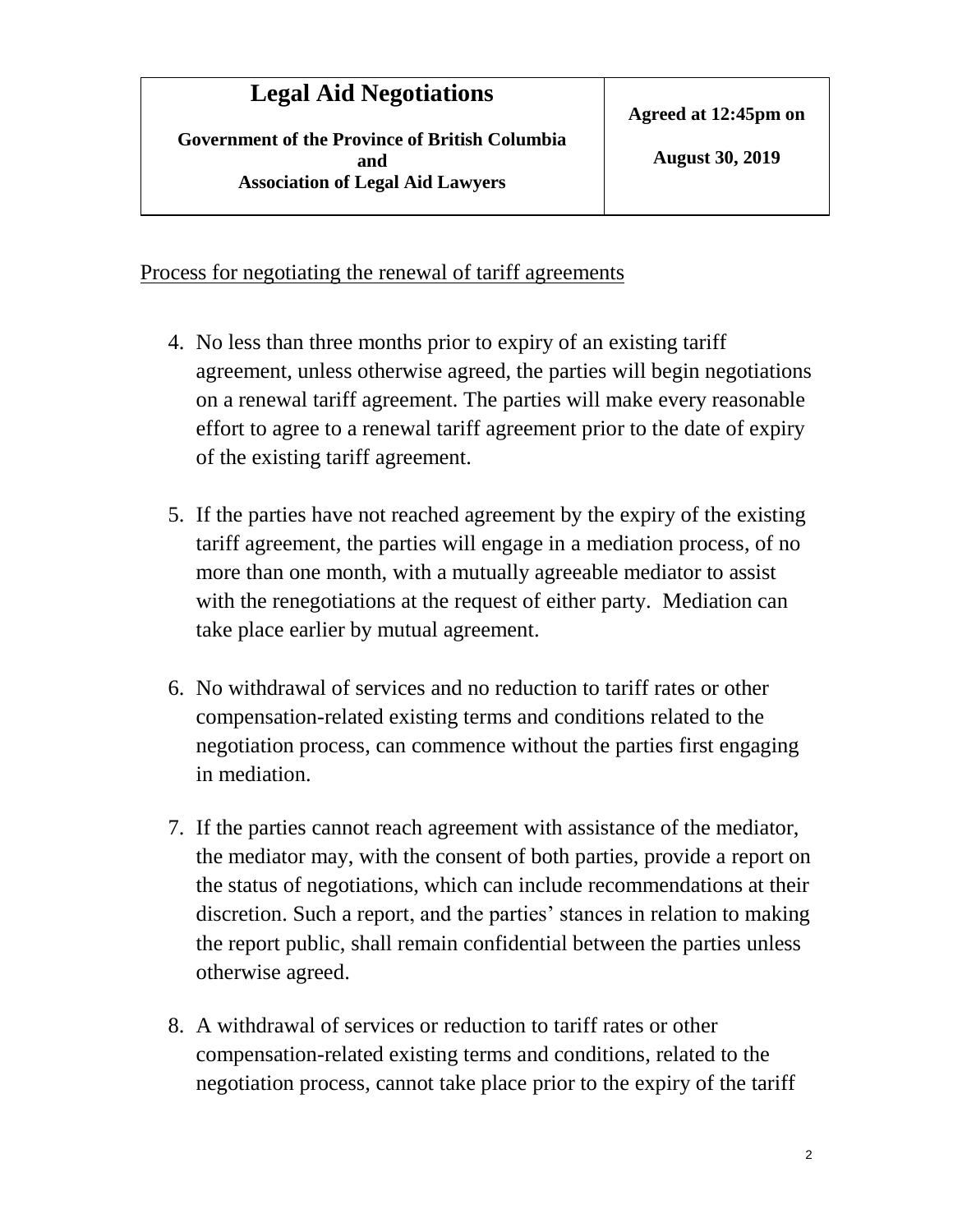Process for negotiating the renewal of tariff agreements

4. No less than three months prior to expiry of an existing tariff agreement, unless otherwise agreed, the parties will begin negotiations on a renewal tariff agreement. The parties will make every reasonable effort to agree to a renewal tariff agreement prior to the date of expiry of the existing tariff agreement.

5. If the parties have not reached agreement by the expiry of the existing tariff agreement, the parties will engage in a mediation process, of no more than one month, with a mutually agreeable mediator to assist with the renegotiations at the request of either party. Mediation can take place earlier by mutual agreement.

6. No withdrawal of services and no reduction to tariff rates or other compensation-related existing terms and conditions related to the negotiation process, can commence without the parties first engaging in mediation.

7. If the parties cannot reach agreement with assistance of the mediator, the mediator may, with the consent of both parties, provide a report on the status of negotiations, which can include recommendations at their discretion. Such a report, and the parties' stances in relation to making the report public, shall remain confidential between the parties unless otherwise agreed.

8. A withdrawal of services or reduction to tariff rates or other compensation-related existing terms and conditions, related to the negotiation process, cannot take place prior to the expiry of the tariff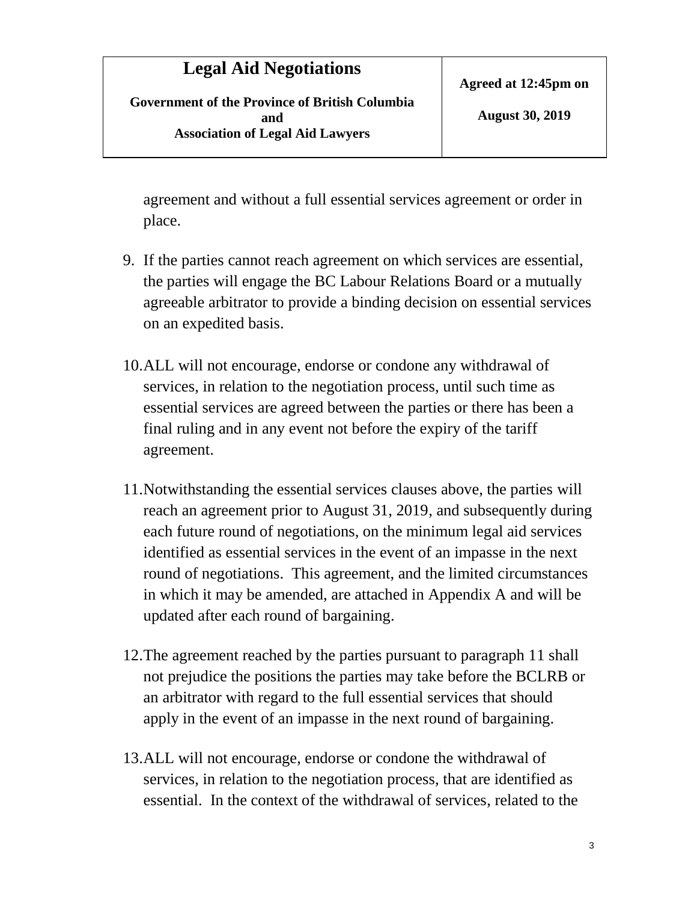agreement and without a full essential services agreement or order in place.

9. If the parties cannot reach agreement on which services are essential, the parties will engage the BC Labour Relations Board or a mutually agreeable arbitrator to provide a binding decision on essential services on an expedited basis.

10. ALL will not encourage, endorse or condone any withdrawal of services, in relation to the negotiation process, until such time as essential services are agreed between the parties or there has been a final ruling and in any event not before the expiry of the tariff agreement.

11. Notwithstanding the essential services clauses above, the parties will reach an agreement prior to August 31, 2019, and subsequently during each future round of negotiations, on the minimum legal aid services identified as essential services in the event of an impasse in the next round of negotiations. This agreement, and the limited circumstances in which it may be amended, are attached in Appendix A and will be updated after each round of bargaining.

12. The agreement reached by the parties pursuant to paragraph 11 shall not prejudice the positions the parties may take before the BCLRB or an arbitrator with regard to the full essential services that should apply in the event of an impasse in the next round of bargaining.

13. ALL will not encourage, endorse or condone the withdrawal of services, in relation to the negotiation process, that are identified as essential. In the context of the withdrawal of services, related to the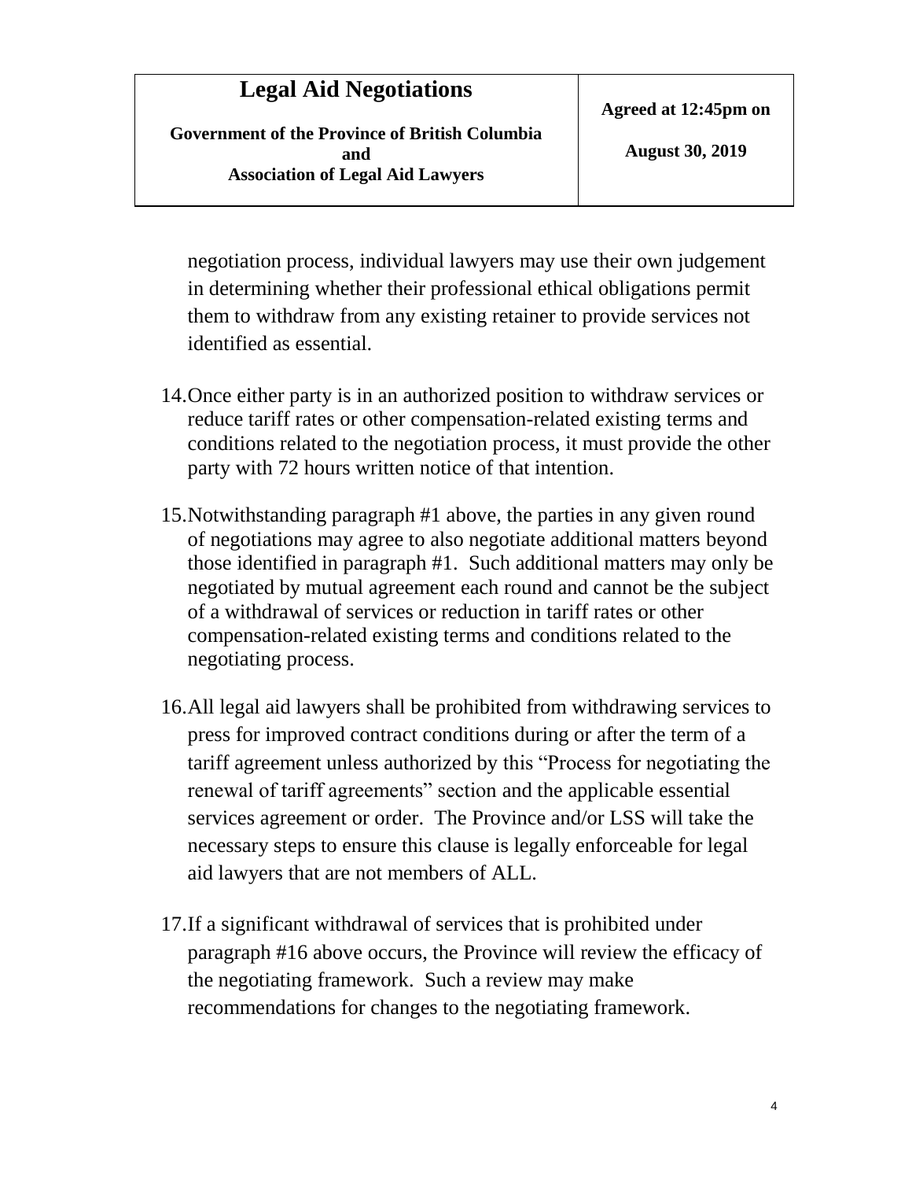negotiation process, individual lawyers may use their own judgement in determining whether their professional ethical obligations permit them to withdraw from any existing retainer to provide services not identified as essential.

14. Once either party is in an authorized position to withdraw services or reduce tariff rates or other compensation-related existing terms and conditions related to the negotiation process, it must provide the other party with 72 hours written notice of that intention.

15. Notwithstanding paragraph #1 above, the parties in any given round of negotiations may agree to also negotiate additional matters beyond those identified in paragraph #1. Such additional matters may only be negotiated by mutual agreement each round and cannot be the subject of a withdrawal of services or reduction in tariff rates or other compensation-related existing terms and conditions related to the negotiating process.

16. All legal aid lawyers shall be prohibited from withdrawing services to press for improved contract conditions during or after the term of a tariff agreement unless authorized by this "Process for negotiating the renewal of tariff agreements" section and the applicable essential services agreement or order. The Province and/or LSS will take the necessary steps to ensure this clause is legally enforceable for legal aid lawyers that are not members of ALL.

17. If a significant withdrawal of services that is prohibited under paragraph #16 above occurs, the Province will review the efficacy of the negotiating framework. Such a review may make recommendations for changes to the negotiating framework.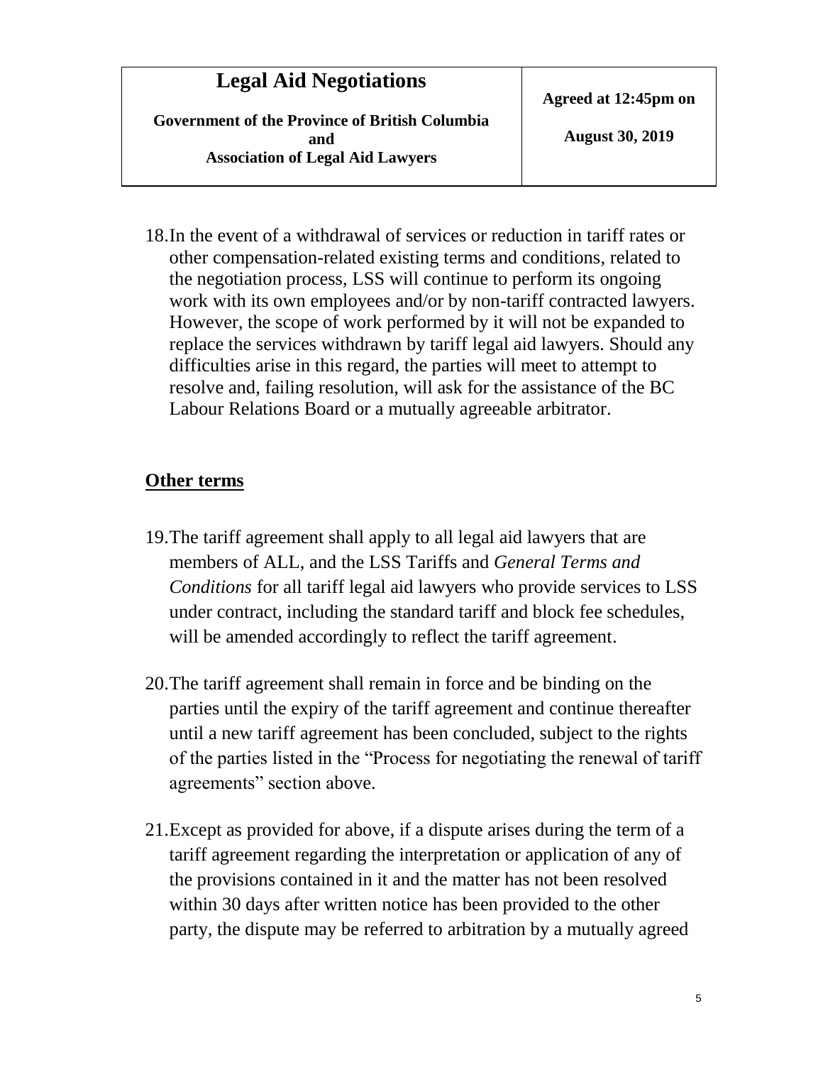18. In the event of a withdrawal of services or reduction in tariff rates or other compensation-related existing terms and conditions, related to the negotiation process, LSS will continue to perform its ongoing work with its own employees and/or by non-tariff contracted lawyers. However, the scope of work performed by it will not be expanded to replace the services withdrawn by tariff legal aid lawyers. Should any difficulties arise in this regard, the parties will meet to attempt to resolve and, failing resolution, will ask for the assistance of the BC Labour Relations Board or a mutually agreeable arbitrator.

## Other terms

19. The tariff agreement shall apply to all legal aid lawyers that are members of ALL, and the LSS Tariffs and *General Terms and Conditions* for all tariff legal aid lawyers who provide services to LSS under contract, including the standard tariff and block fee schedules, will be amended accordingly to reflect the tariff agreement.

20. The tariff agreement shall remain in force and be binding on the parties until the expiry of the tariff agreement and continue thereafter until a new tariff agreement has been concluded, subject to the rights of the parties listed in the "Process for negotiating the renewal of tariff agreements" section above.

21. Except as provided for above, if a dispute arises during the term of a tariff agreement regarding the interpretation or application of any of the provisions contained in it and the matter has not been resolved within 30 days after written notice has been provided to the other party, the dispute may be referred to arbitration by a mutually agreed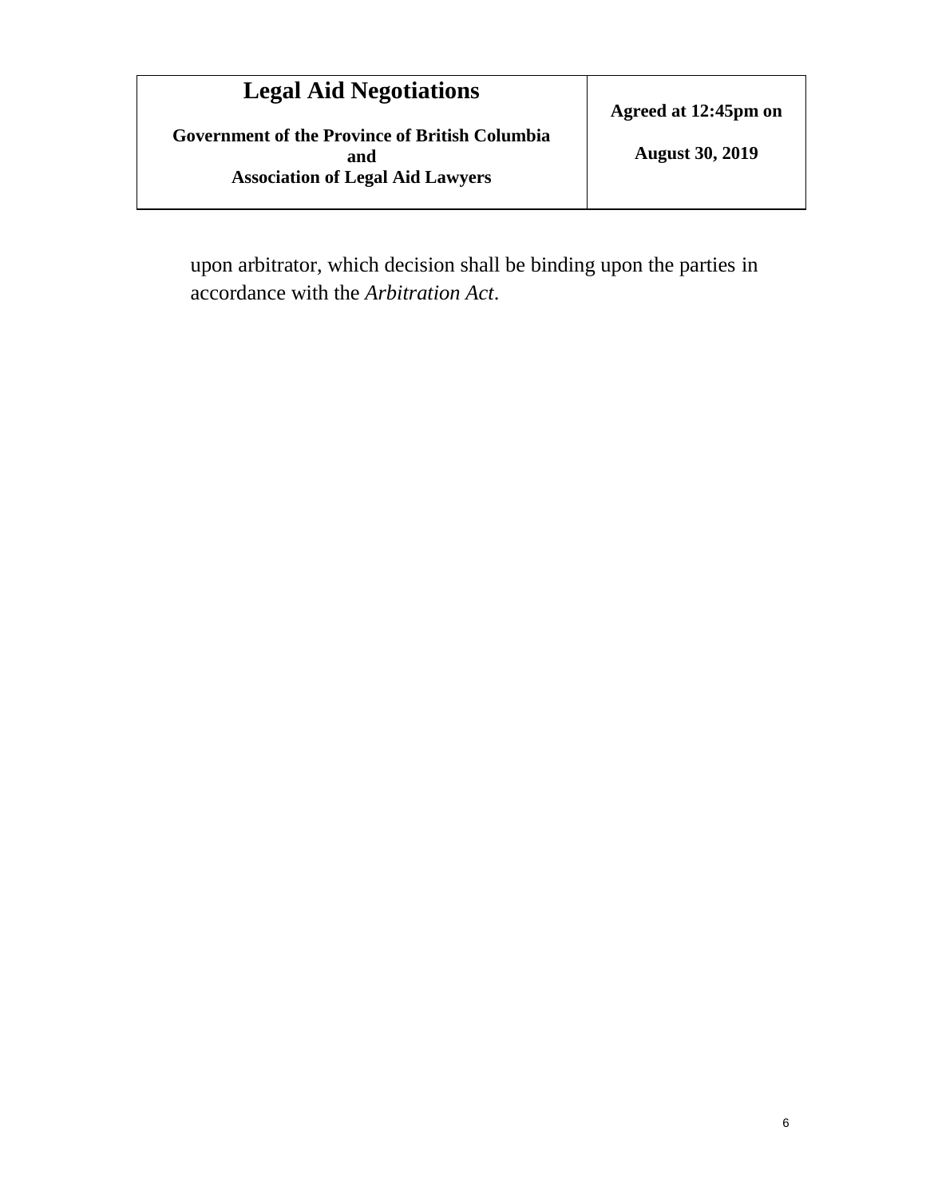upon arbitrator, which decision shall be binding upon the parties in accordance with the *Arbitration Act*.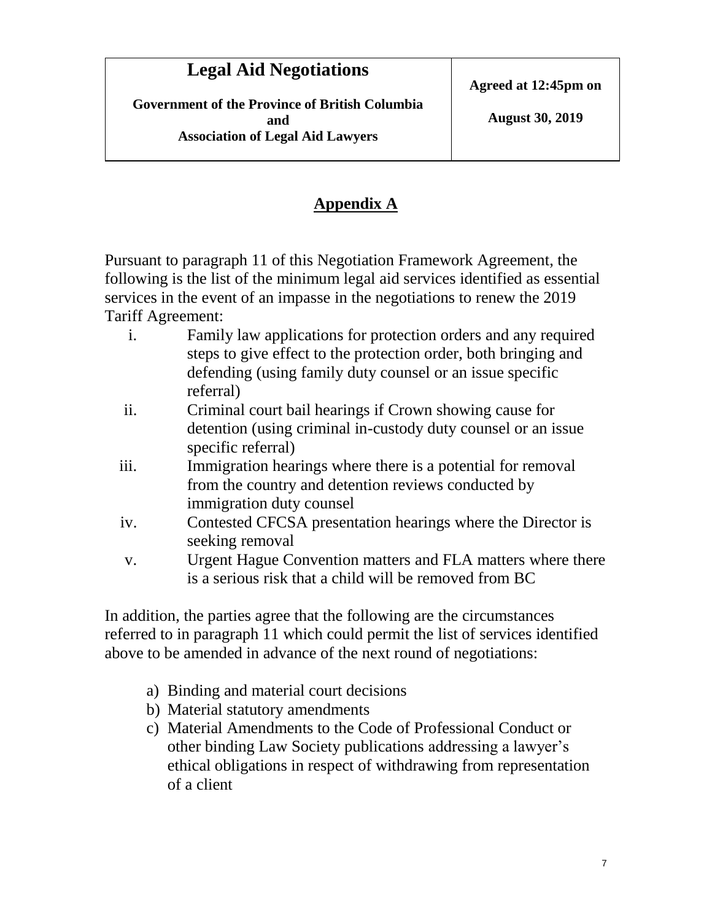| Legal Aid Negotiations<br><br>Government of the Province of British Columbia<br>and<br>Association of Legal Aid Lawyers | Agreed at 12:45pm on<br><br>August 30, 2019 |
| --- | --- |

## Appendix A

Pursuant to paragraph 11 of this Negotiation Framework Agreement, the following is the list of the minimum legal aid services identified as essential services in the event of an impasse in the negotiations to renew the 2019 Tariff Agreement:

i. Family law applications for protection orders and any required steps to give effect to the protection order, both bringing and defending (using family duty counsel or an issue specific referral)

ii. Criminal court bail hearings if Crown showing cause for detention (using criminal in-custody duty counsel or an issue specific referral)

iii. Immigration hearings where there is a potential for removal from the country and detention reviews conducted by immigration duty counsel

iv. Contested CFCSA presentation hearings where the Director is seeking removal

v. Urgent Hague Convention matters and FLA matters where there is a serious risk that a child will be removed from BC

In addition, the parties agree that the following are the circumstances referred to in paragraph 11 which could permit the list of services identified above to be amended in advance of the next round of negotiations:

a) Binding and material court decisions
b) Material statutory amendments
c) Material Amendments to the Code of Professional Conduct or other binding Law Society publications addressing a lawyer's ethical obligations in respect of withdrawing from representation of a client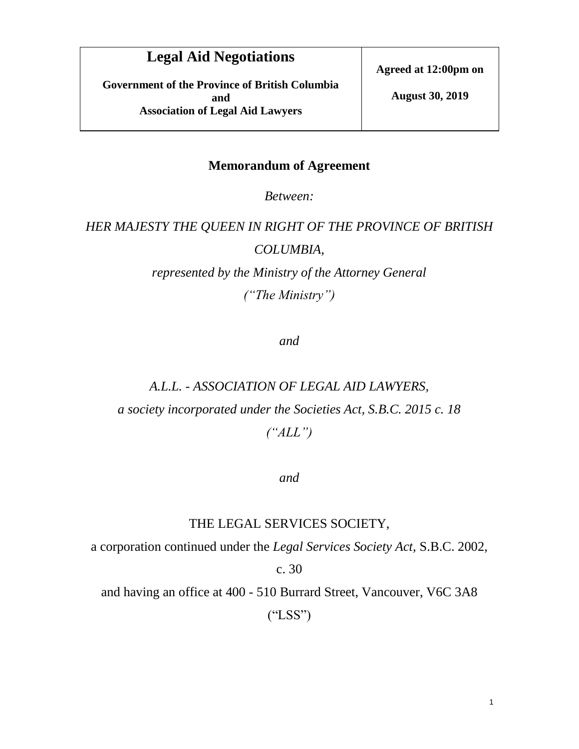| Legal Aid Negotiations<br><br>Government of the Province of British Columbia<br>and<br>Association of Legal Aid Lawyers | Agreed at 12:00pm on<br><br>August 30, 2019 |
|---|---|

## Memorandum of Agreement

*Between:*

*HER MAJESTY THE QUEEN IN RIGHT OF THE PROVINCE OF BRITISH COLUMBIA,*

*represented by the Ministry of the Attorney General*

*("The Ministry")*

*and*

*A.L.L. - ASSOCIATION OF LEGAL AID LAWYERS,*

*a society incorporated under the Societies Act, S.B.C. 2015 c. 18*

*("ALL")*

*and*

THE LEGAL SERVICES SOCIETY,

a corporation continued under the *Legal Services Society Act*, S.B.C. 2002, c. 30

and having an office at 400 - 510 Burrard Street, Vancouver, V6C 3A8

("LSS")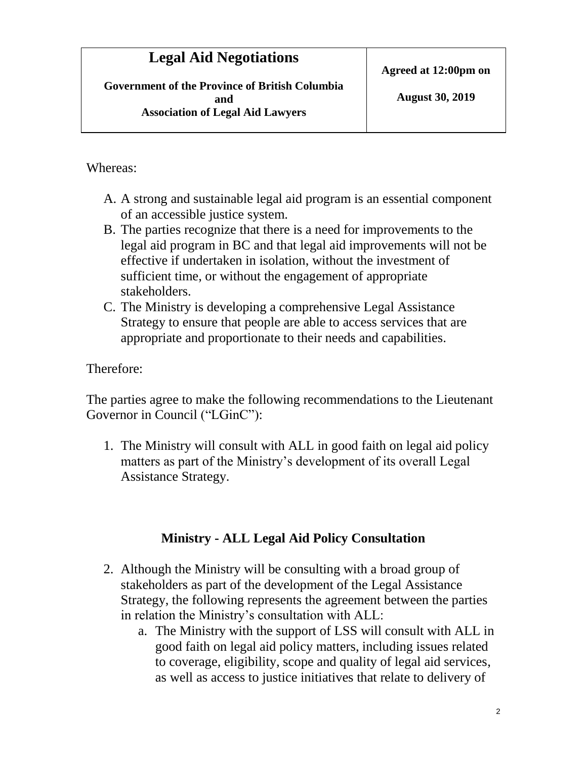| Legal Aid Negotiations<br><br>Government of the Province of British Columbia<br>and<br>Association of Legal Aid Lawyers | Agreed at 12:00pm on<br><br>August 30, 2019 |
|---|---|

Whereas:

A. A strong and sustainable legal aid program is an essential component of an accessible justice system.
B. The parties recognize that there is a need for improvements to the legal aid program in BC and that legal aid improvements will not be effective if undertaken in isolation, without the investment of sufficient time, or without the engagement of appropriate stakeholders.
C. The Ministry is developing a comprehensive Legal Assistance Strategy to ensure that people are able to access services that are appropriate and proportionate to their needs and capabilities.

Therefore:

The parties agree to make the following recommendations to the Lieutenant Governor in Council ("LGinC"):

1. The Ministry will consult with ALL in good faith on legal aid policy matters as part of the Ministry's development of its overall Legal Assistance Strategy.

## Ministry - ALL Legal Aid Policy Consultation

2. Although the Ministry will be consulting with a broad group of stakeholders as part of the development of the Legal Assistance Strategy, the following represents the agreement between the parties in relation the Ministry's consultation with ALL:
   a. The Ministry with the support of LSS will consult with ALL in good faith on legal aid policy matters, including issues related to coverage, eligibility, scope and quality of legal aid services, as well as access to justice initiatives that relate to delivery of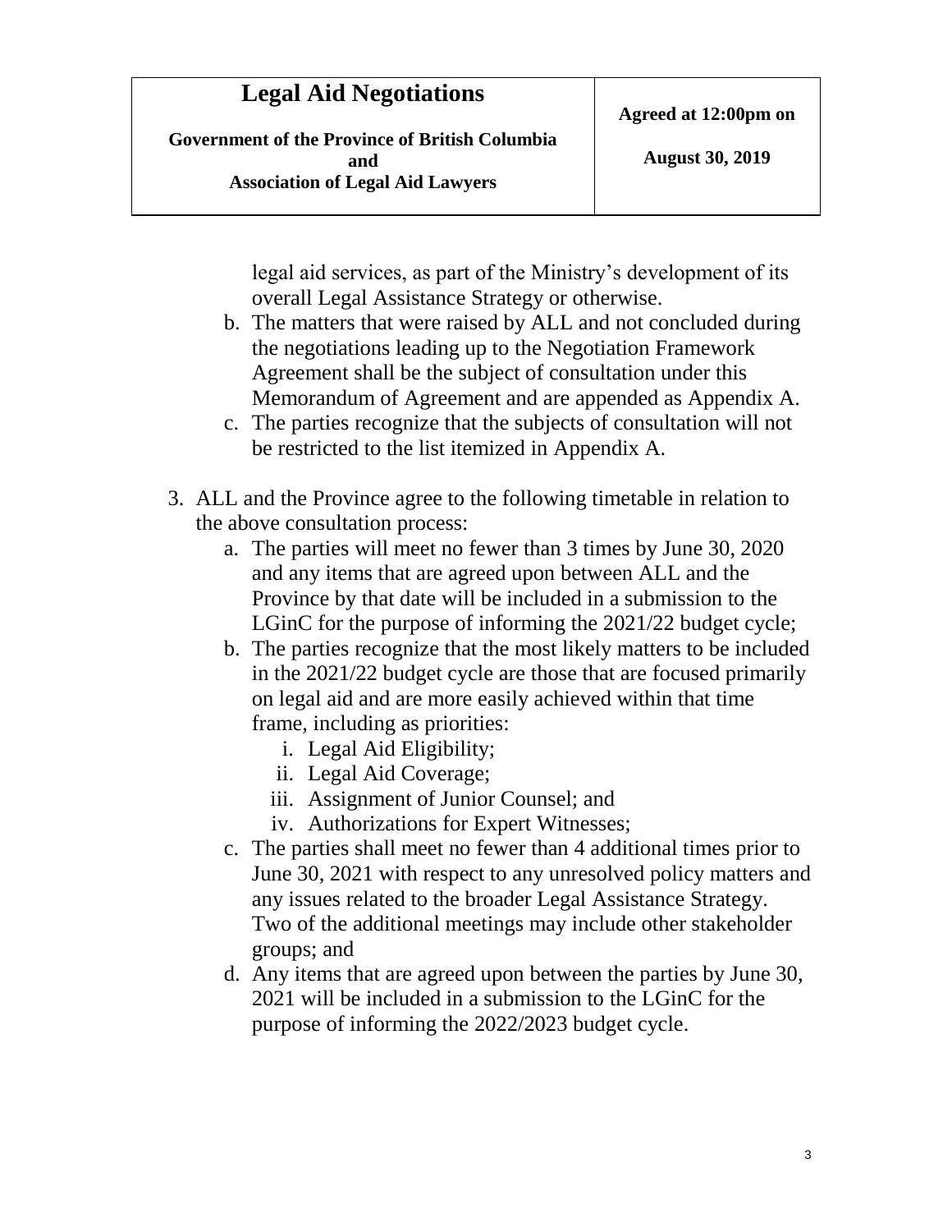legal aid services, as part of the Ministry's development of its overall Legal Assistance Strategy or otherwise.

b. The matters that were raised by ALL and not concluded during the negotiations leading up to the Negotiation Framework Agreement shall be the subject of consultation under this Memorandum of Agreement and are appended as Appendix A.

c. The parties recognize that the subjects of consultation will not be restricted to the list itemized in Appendix A.

3. ALL and the Province agree to the following timetable in relation to the above consultation process:

   a. The parties will meet no fewer than 3 times by June 30, 2020 and any items that are agreed upon between ALL and the Province by that date will be included in a submission to the LGinC for the purpose of informing the 2021/22 budget cycle;

   b. The parties recognize that the most likely matters to be included in the 2021/22 budget cycle are those that are focused primarily on legal aid and are more easily achieved within that time frame, including as priorities:

      i. Legal Aid Eligibility;

      ii. Legal Aid Coverage;

      iii. Assignment of Junior Counsel; and

      iv. Authorizations for Expert Witnesses;

   c. The parties shall meet no fewer than 4 additional times prior to June 30, 2021 with respect to any unresolved policy matters and any issues related to the broader Legal Assistance Strategy. Two of the additional meetings may include other stakeholder groups; and

   d. Any items that are agreed upon between the parties by June 30, 2021 will be included in a submission to the LGinC for the purpose of informing the 2022/2023 budget cycle.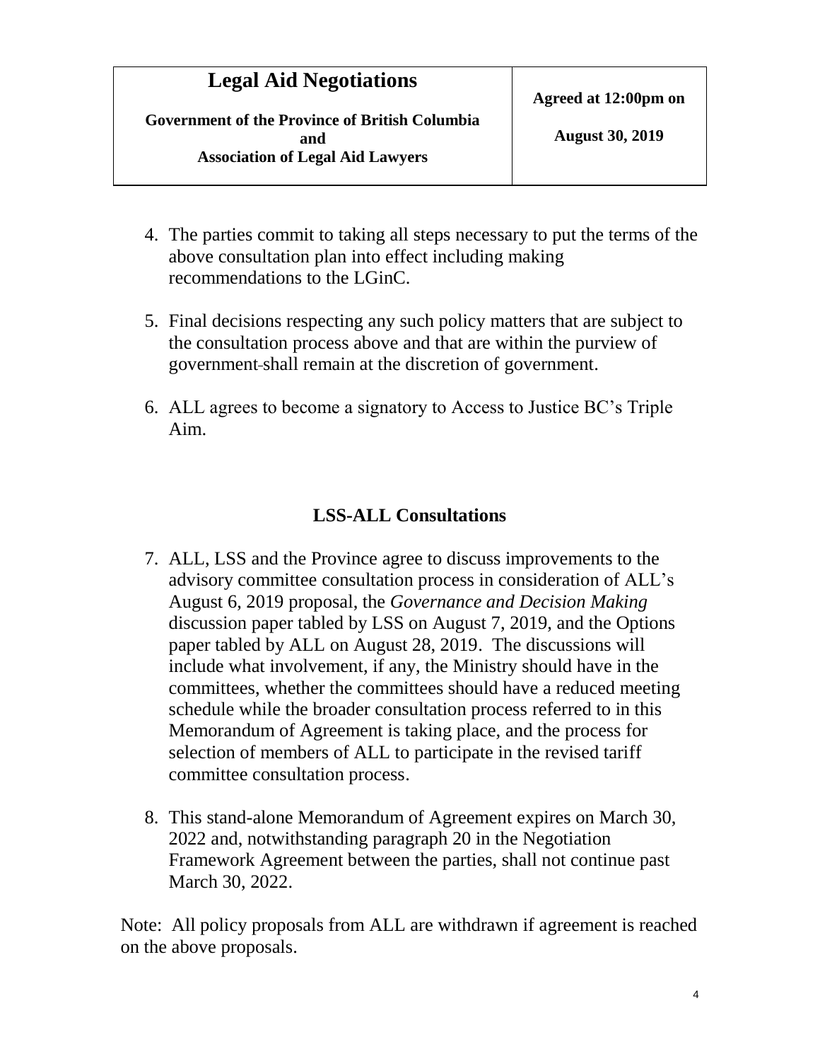4. The parties commit to taking all steps necessary to put the terms of the above consultation plan into effect including making recommendations to the LGinC.

5. Final decisions respecting any such policy matters that are subject to the consultation process above and that are within the purview of government shall remain at the discretion of government.

6. ALL agrees to become a signatory to Access to Justice BC's Triple Aim.

## LSS-ALL Consultations

7. ALL, LSS and the Province agree to discuss improvements to the advisory committee consultation process in consideration of ALL's August 6, 2019 proposal, the *Governance and Decision Making* discussion paper tabled by LSS on August 7, 2019, and the Options paper tabled by ALL on August 28, 2019. The discussions will include what involvement, if any, the Ministry should have in the committees, whether the committees should have a reduced meeting schedule while the broader consultation process referred to in this Memorandum of Agreement is taking place, and the process for selection of members of ALL to participate in the revised tariff committee consultation process.

8. This stand-alone Memorandum of Agreement expires on March 30, 2022 and, notwithstanding paragraph 20 in the Negotiation Framework Agreement between the parties, shall not continue past March 30, 2022.

Note: All policy proposals from ALL are withdrawn if agreement is reached on the above proposals.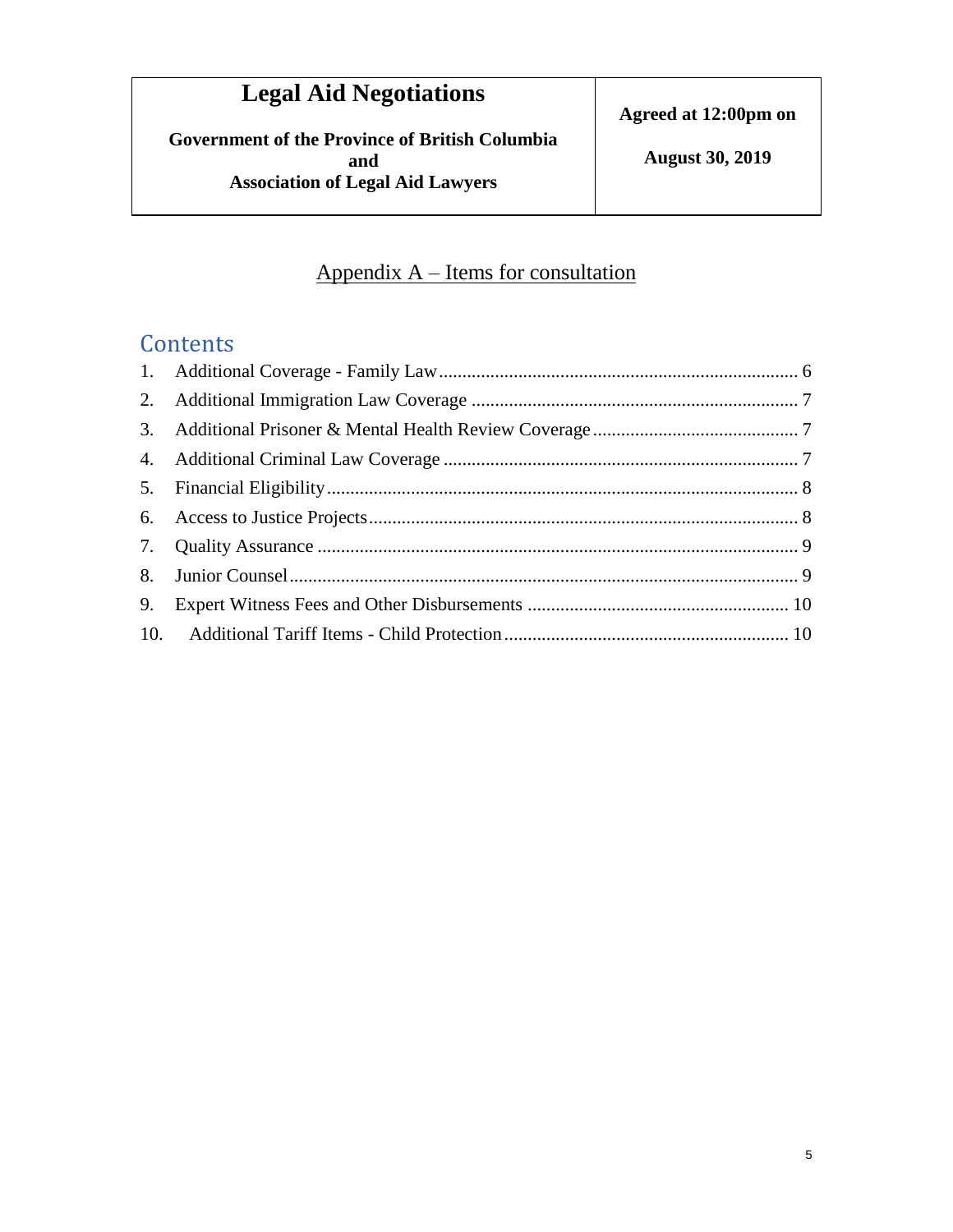| **Legal Aid Negotiations**<br><br>**Government of the Province of British Columbia and Association of Legal Aid Lawyers** | **Agreed at 12:00pm on**<br><br>**August 30, 2019** |
|---|---|

## Appendix A – Items for consultation

## Contents

1. Additional Coverage - Family Law ............ 6
2. Additional Immigration Law Coverage ............ 7
3. Additional Prisoner & Mental Health Review Coverage ............ 7
4. Additional Criminal Law Coverage ............ 7
5. Financial Eligibility ............ 8
6. Access to Justice Projects ............ 8
7. Quality Assurance ............ 9
8. Junior Counsel ............ 9
9. Expert Witness Fees and Other Disbursements ............ 10
10. Additional Tariff Items - Child Protection ............ 10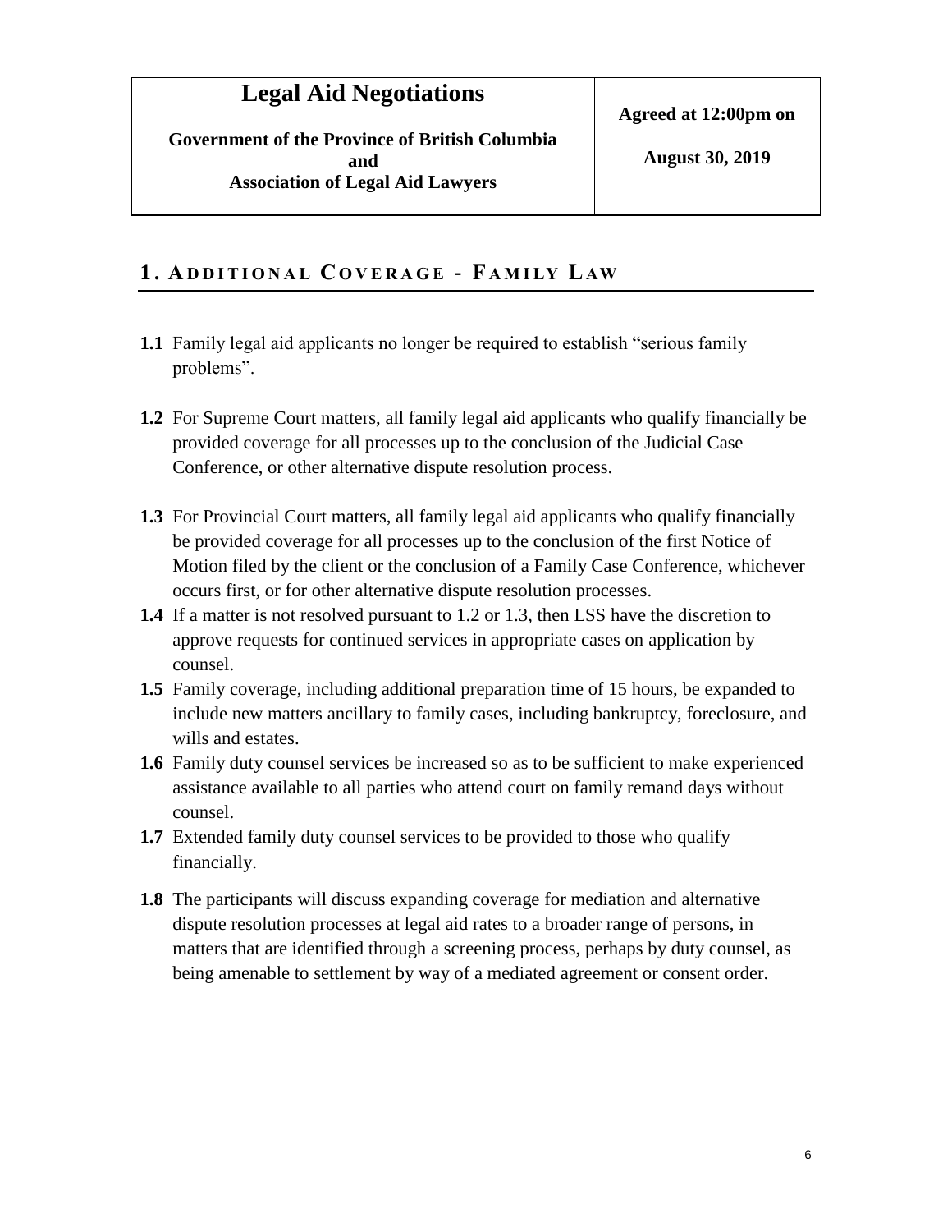| Legal Aid Negotiations<br><br>Government of the Province of British Columbia<br>and<br>Association of Legal Aid Lawyers | Agreed at 12:00pm on<br><br>August 30, 2019 |
| --- | --- |

## 1. Additional Coverage - Family Law

**1.1** Family legal aid applicants no longer be required to establish "serious family problems".

**1.2** For Supreme Court matters, all family legal aid applicants who qualify financially be provided coverage for all processes up to the conclusion of the Judicial Case Conference, or other alternative dispute resolution process.

**1.3** For Provincial Court matters, all family legal aid applicants who qualify financially be provided coverage for all processes up to the conclusion of the first Notice of Motion filed by the client or the conclusion of a Family Case Conference, whichever occurs first, or for other alternative dispute resolution processes.

**1.4** If a matter is not resolved pursuant to 1.2 or 1.3, then LSS have the discretion to approve requests for continued services in appropriate cases on application by counsel.

**1.5** Family coverage, including additional preparation time of 15 hours, be expanded to include new matters ancillary to family cases, including bankruptcy, foreclosure, and wills and estates.

**1.6** Family duty counsel services be increased so as to be sufficient to make experienced assistance available to all parties who attend court on family remand days without counsel.

**1.7** Extended family duty counsel services to be provided to those who qualify financially.

**1.8** The participants will discuss expanding coverage for mediation and alternative dispute resolution processes at legal aid rates to a broader range of persons, in matters that are identified through a screening process, perhaps by duty counsel, as being amenable to settlement by way of a mediated agreement or consent order.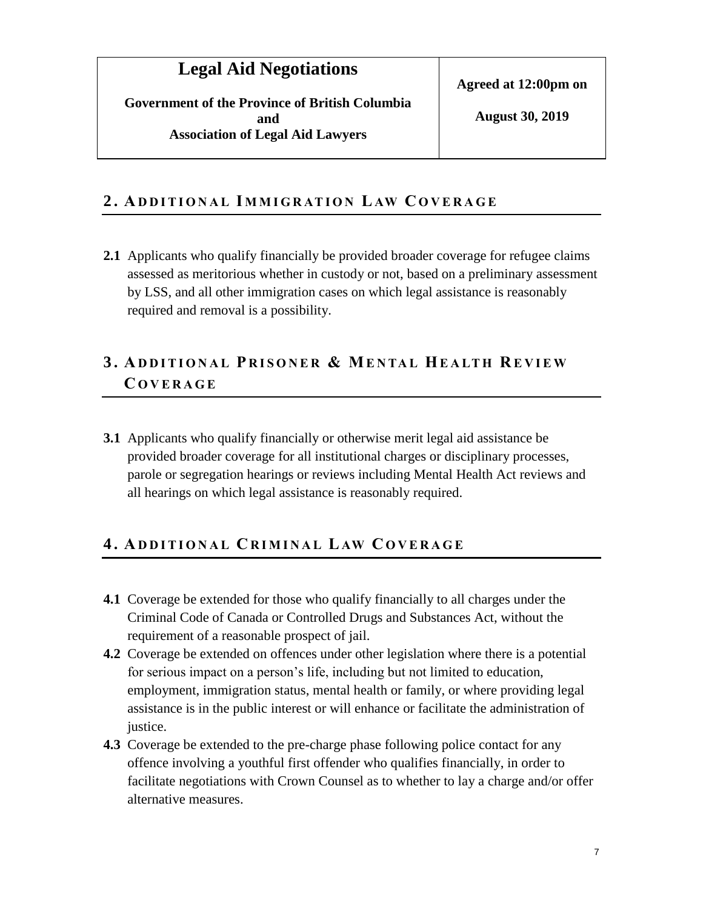| **Legal Aid Negotiations**<br><br>**Government of the Province of British Columbia and Association of Legal Aid Lawyers** | **Agreed at 12:00pm on**<br><br>**August 30, 2019** |
| --- | --- |

## 2. Additional Immigration Law Coverage

**2.1** Applicants who qualify financially be provided broader coverage for refugee claims assessed as meritorious whether in custody or not, based on a preliminary assessment by LSS, and all other immigration cases on which legal assistance is reasonably required and removal is a possibility.

## 3. Additional Prisoner & Mental Health Review Coverage

**3.1** Applicants who qualify financially or otherwise merit legal aid assistance be provided broader coverage for all institutional charges or disciplinary processes, parole or segregation hearings or reviews including Mental Health Act reviews and all hearings on which legal assistance is reasonably required.

## 4. Additional Criminal Law Coverage

**4.1** Coverage be extended for those who qualify financially to all charges under the Criminal Code of Canada or Controlled Drugs and Substances Act, without the requirement of a reasonable prospect of jail.

**4.2** Coverage be extended on offences under other legislation where there is a potential for serious impact on a person's life, including but not limited to education, employment, immigration status, mental health or family, or where providing legal assistance is in the public interest or will enhance or facilitate the administration of justice.

**4.3** Coverage be extended to the pre-charge phase following police contact for any offence involving a youthful first offender who qualifies financially, in order to facilitate negotiations with Crown Counsel as to whether to lay a charge and/or offer alternative measures.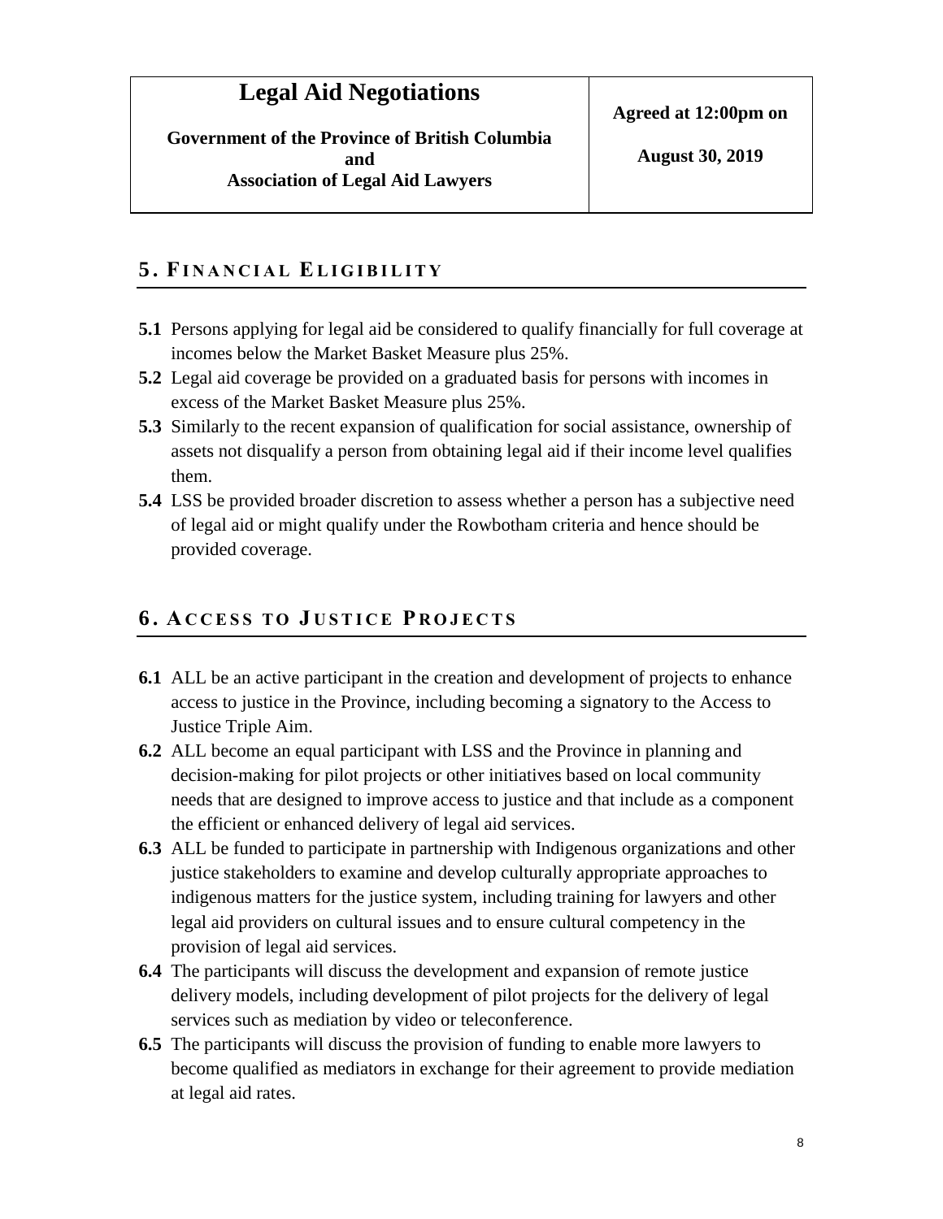| Legal Aid Negotiations<br><br>Government of the Province of British Columbia<br>and<br>Association of Legal Aid Lawyers | Agreed at 12:00pm on<br><br>August 30, 2019 |
|---|---|

## 5. Financial Eligibility

**5.1** Persons applying for legal aid be considered to qualify financially for full coverage at incomes below the Market Basket Measure plus 25%.

**5.2** Legal aid coverage be provided on a graduated basis for persons with incomes in excess of the Market Basket Measure plus 25%.

**5.3** Similarly to the recent expansion of qualification for social assistance, ownership of assets not disqualify a person from obtaining legal aid if their income level qualifies them.

**5.4** LSS be provided broader discretion to assess whether a person has a subjective need of legal aid or might qualify under the Rowbotham criteria and hence should be provided coverage.

## 6. Access to Justice Projects

**6.1** ALL be an active participant in the creation and development of projects to enhance access to justice in the Province, including becoming a signatory to the Access to Justice Triple Aim.

**6.2** ALL become an equal participant with LSS and the Province in planning and decision-making for pilot projects or other initiatives based on local community needs that are designed to improve access to justice and that include as a component the efficient or enhanced delivery of legal aid services.

**6.3** ALL be funded to participate in partnership with Indigenous organizations and other justice stakeholders to examine and develop culturally appropriate approaches to indigenous matters for the justice system, including training for lawyers and other legal aid providers on cultural issues and to ensure cultural competency in the provision of legal aid services.

**6.4** The participants will discuss the development and expansion of remote justice delivery models, including development of pilot projects for the delivery of legal services such as mediation by video or teleconference.

**6.5** The participants will discuss the provision of funding to enable more lawyers to become qualified as mediators in exchange for their agreement to provide mediation at legal aid rates.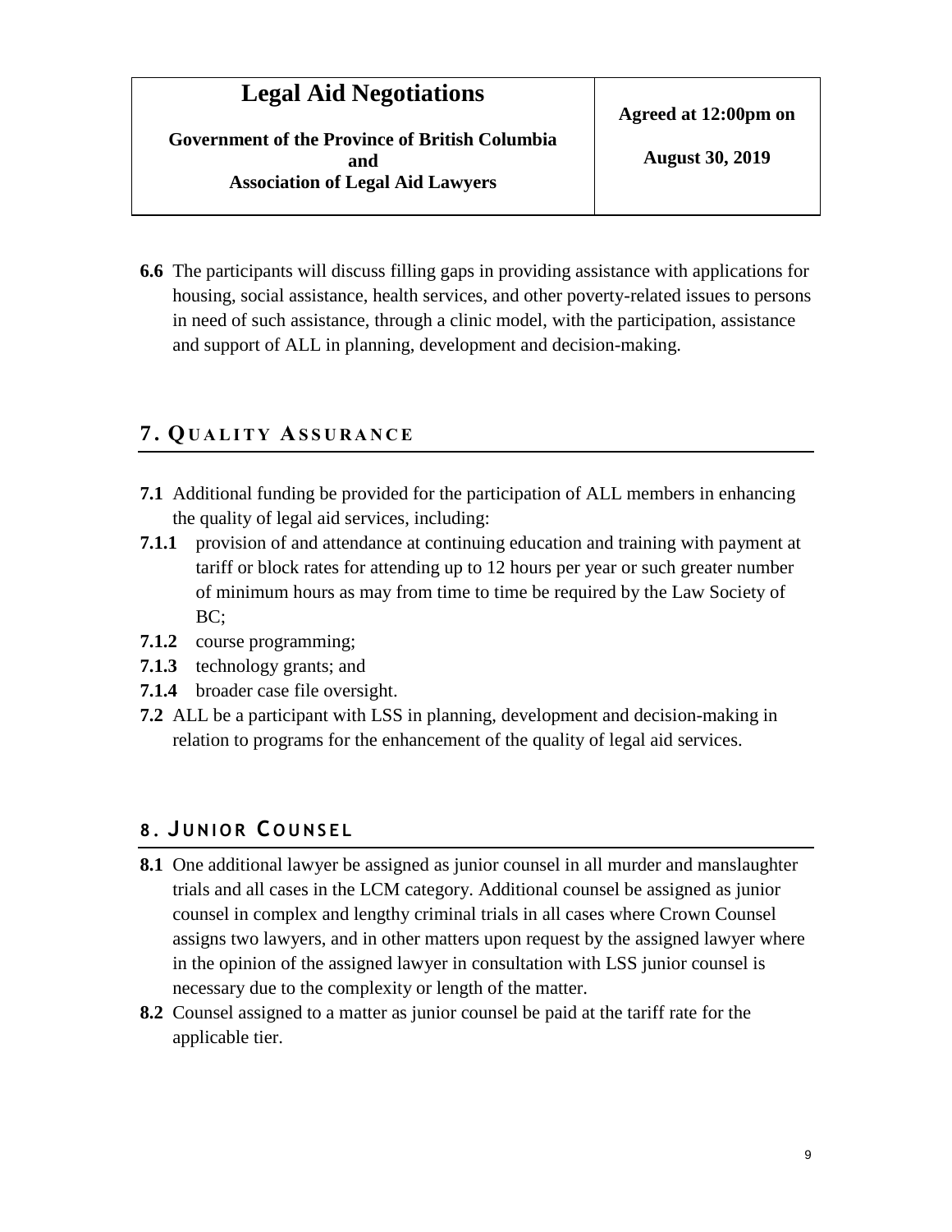**6.6** The participants will discuss filling gaps in providing assistance with applications for housing, social assistance, health services, and other poverty-related issues to persons in need of such assistance, through a clinic model, with the participation, assistance and support of ALL in planning, development and decision-making.

## 7. Quality Assurance

**7.1** Additional funding be provided for the participation of ALL members in enhancing the quality of legal aid services, including:

**7.1.1** provision of and attendance at continuing education and training with payment at tariff or block rates for attending up to 12 hours per year or such greater number of minimum hours as may from time to time be required by the Law Society of BC;

**7.1.2** course programming;

**7.1.3** technology grants; and

**7.1.4** broader case file oversight.

**7.2** ALL be a participant with LSS in planning, development and decision-making in relation to programs for the enhancement of the quality of legal aid services.

## 8. Junior Counsel

**8.1** One additional lawyer be assigned as junior counsel in all murder and manslaughter trials and all cases in the LCM category. Additional counsel be assigned as junior counsel in complex and lengthy criminal trials in all cases where Crown Counsel assigns two lawyers, and in other matters upon request by the assigned lawyer where in the opinion of the assigned lawyer in consultation with LSS junior counsel is necessary due to the complexity or length of the matter.

**8.2** Counsel assigned to a matter as junior counsel be paid at the tariff rate for the applicable tier.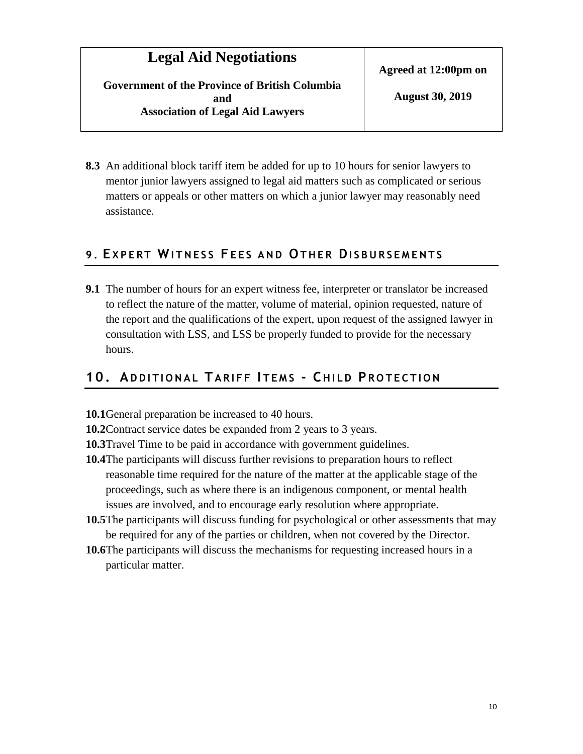**8.3** An additional block tariff item be added for up to 10 hours for senior lawyers to mentor junior lawyers assigned to legal aid matters such as complicated or serious matters or appeals or other matters on which a junior lawyer may reasonably need assistance.

## 9. Expert Witness Fees and Other Disbursements

**9.1** The number of hours for an expert witness fee, interpreter or translator be increased to reflect the nature of the matter, volume of material, opinion requested, nature of the report and the qualifications of the expert, upon request of the assigned lawyer in consultation with LSS, and LSS be properly funded to provide for the necessary hours.

## 10. Additional Tariff Items - Child Protection

**10.1** General preparation be increased to 40 hours.

**10.2** Contract service dates be expanded from 2 years to 3 years.

**10.3** Travel Time to be paid in accordance with government guidelines.

**10.4** The participants will discuss further revisions to preparation hours to reflect reasonable time required for the nature of the matter at the applicable stage of the proceedings, such as where there is an indigenous component, or mental health issues are involved, and to encourage early resolution where appropriate.

**10.5** The participants will discuss funding for psychological or other assessments that may be required for any of the parties or children, when not covered by the Director.

**10.6** The participants will discuss the mechanisms for requesting increased hours in a particular matter.